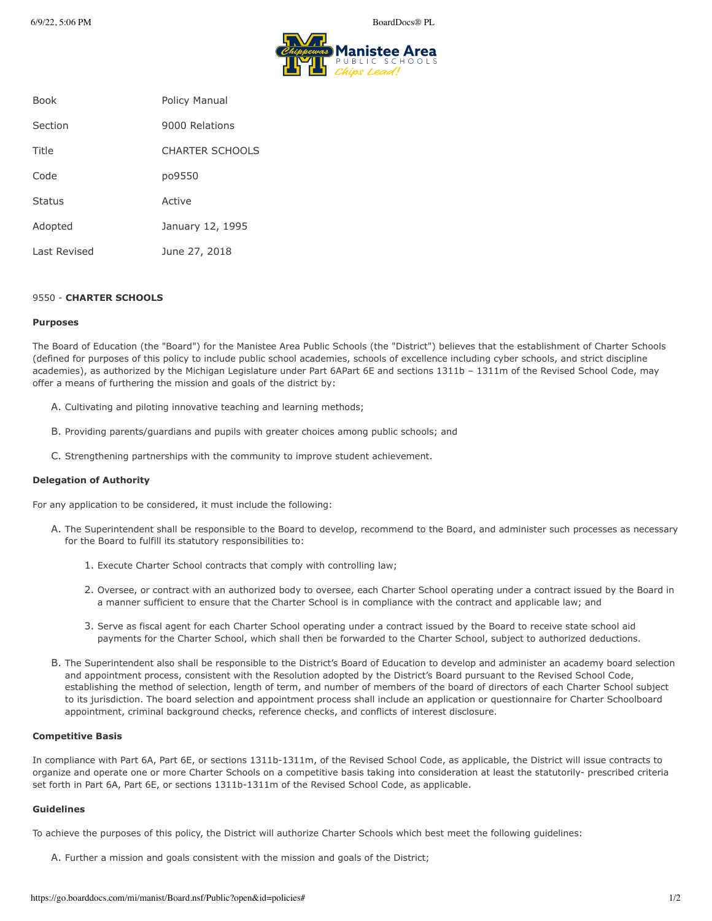| Book | Policy Manual |
| --- | --- |
| Section | 9000 Relations |
| Title | CHARTER SCHOOLS |
| Code | po9550 |
| Status | Active |
| Adopted | January 12, 1995 |
| Last Revised | June 27, 2018 |

9550 - **CHARTER SCHOOLS**

**Purposes**

The Board of Education (the "Board") for the Manistee Area Public Schools (the "District") believes that the establishment of Charter Schools (defined for purposes of this policy to include public school academies, schools of excellence including cyber schools, and strict discipline academies), as authorized by the Michigan Legislature under Part 6APart 6E and sections 1311b – 1311m of the Revised School Code, may offer a means of furthering the mission and goals of the district by:

A. Cultivating and piloting innovative teaching and learning methods;

B. Providing parents/guardians and pupils with greater choices among public schools; and

C. Strengthening partnerships with the community to improve student achievement.

**Delegation of Authority**

For any application to be considered, it must include the following:

A. The Superintendent shall be responsible to the Board to develop, recommend to the Board, and administer such processes as necessary for the Board to fulfill its statutory responsibilities to:

   1. Execute Charter School contracts that comply with controlling law;

   2. Oversee, or contract with an authorized body to oversee, each Charter School operating under a contract issued by the Board in a manner sufficient to ensure that the Charter School is in compliance with the contract and applicable law; and

   3. Serve as fiscal agent for each Charter School operating under a contract issued by the Board to receive state school aid payments for the Charter School, which shall then be forwarded to the Charter School, subject to authorized deductions.

B. The Superintendent also shall be responsible to the District's Board of Education to develop and administer an academy board selection and appointment process, consistent with the Resolution adopted by the District's Board pursuant to the Revised School Code, establishing the method of selection, length of term, and number of members of the board of directors of each Charter School subject to its jurisdiction. The board selection and appointment process shall include an application or questionnaire for Charter Schoolboard appointment, criminal background checks, reference checks, and conflicts of interest disclosure.

**Competitive Basis**

In compliance with Part 6A, Part 6E, or sections 1311b-1311m, of the Revised School Code, as applicable, the District will issue contracts to organize and operate one or more Charter Schools on a competitive basis taking into consideration at least the statutorily- prescribed criteria set forth in Part 6A, Part 6E, or sections 1311b-1311m of the Revised School Code, as applicable.

**Guidelines**

To achieve the purposes of this policy, the District will authorize Charter Schools which best meet the following guidelines:

A. Further a mission and goals consistent with the mission and goals of the District;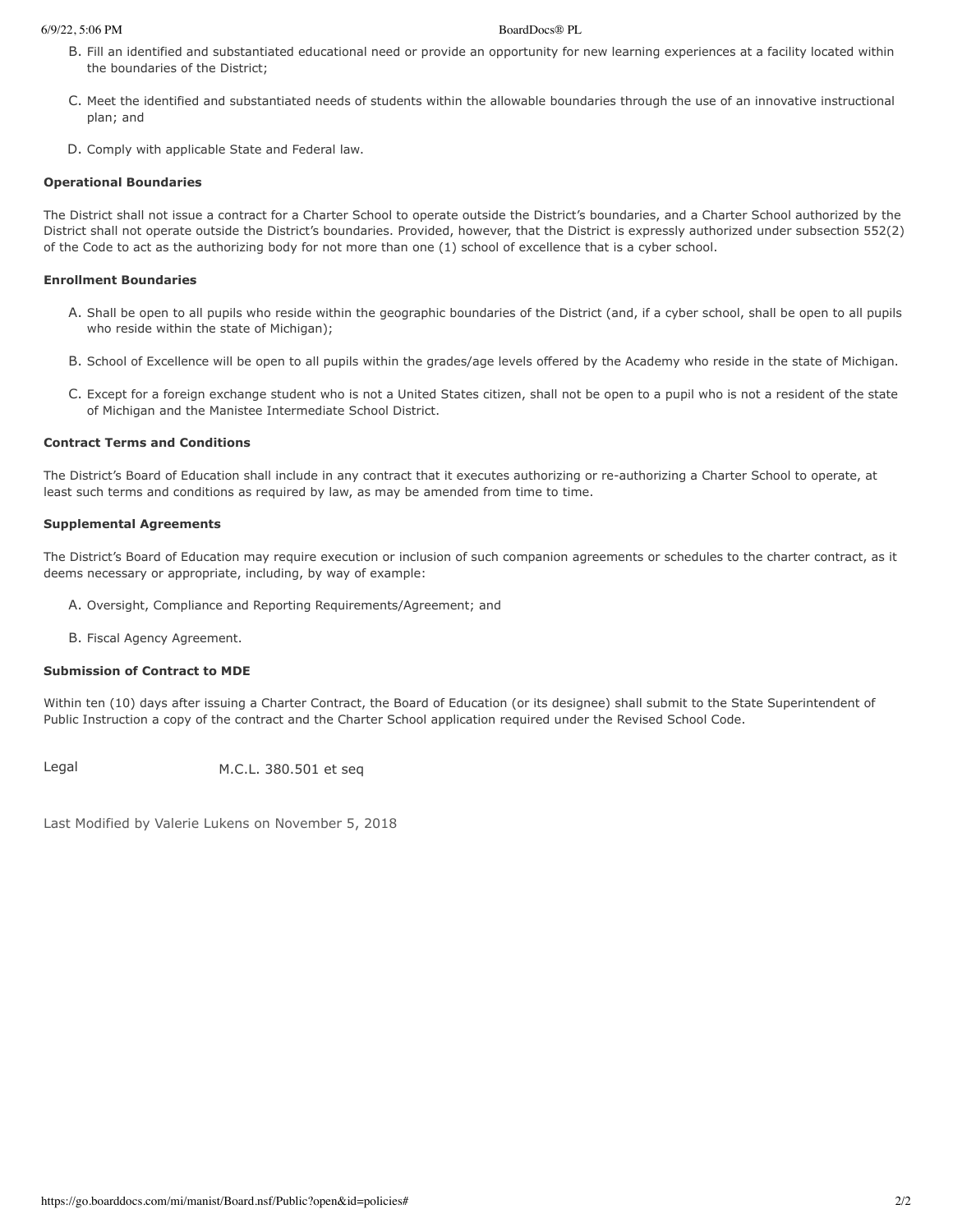B. Fill an identified and substantiated educational need or provide an opportunity for new learning experiences at a facility located within the boundaries of the District;

C. Meet the identified and substantiated needs of students within the allowable boundaries through the use of an innovative instructional plan; and

D. Comply with applicable State and Federal law.

**Operational Boundaries**

The District shall not issue a contract for a Charter School to operate outside the District's boundaries, and a Charter School authorized by the District shall not operate outside the District's boundaries. Provided, however, that the District is expressly authorized under subsection 552(2) of the Code to act as the authorizing body for not more than one (1) school of excellence that is a cyber school.

**Enrollment Boundaries**

A. Shall be open to all pupils who reside within the geographic boundaries of the District (and, if a cyber school, shall be open to all pupils who reside within the state of Michigan);

B. School of Excellence will be open to all pupils within the grades/age levels offered by the Academy who reside in the state of Michigan.

C. Except for a foreign exchange student who is not a United States citizen, shall not be open to a pupil who is not a resident of the state of Michigan and the Manistee Intermediate School District.

**Contract Terms and Conditions**

The District's Board of Education shall include in any contract that it executes authorizing or re-authorizing a Charter School to operate, at least such terms and conditions as required by law, as may be amended from time to time.

**Supplemental Agreements**

The District's Board of Education may require execution or inclusion of such companion agreements or schedules to the charter contract, as it deems necessary or appropriate, including, by way of example:

A. Oversight, Compliance and Reporting Requirements/Agreement; and

B. Fiscal Agency Agreement.

**Submission of Contract to MDE**

Within ten (10) days after issuing a Charter Contract, the Board of Education (or its designee) shall submit to the State Superintendent of Public Instruction a copy of the contract and the Charter School application required under the Revised School Code.

Legal M.C.L. 380.501 et seq

Last Modified by Valerie Lukens on November 5, 2018